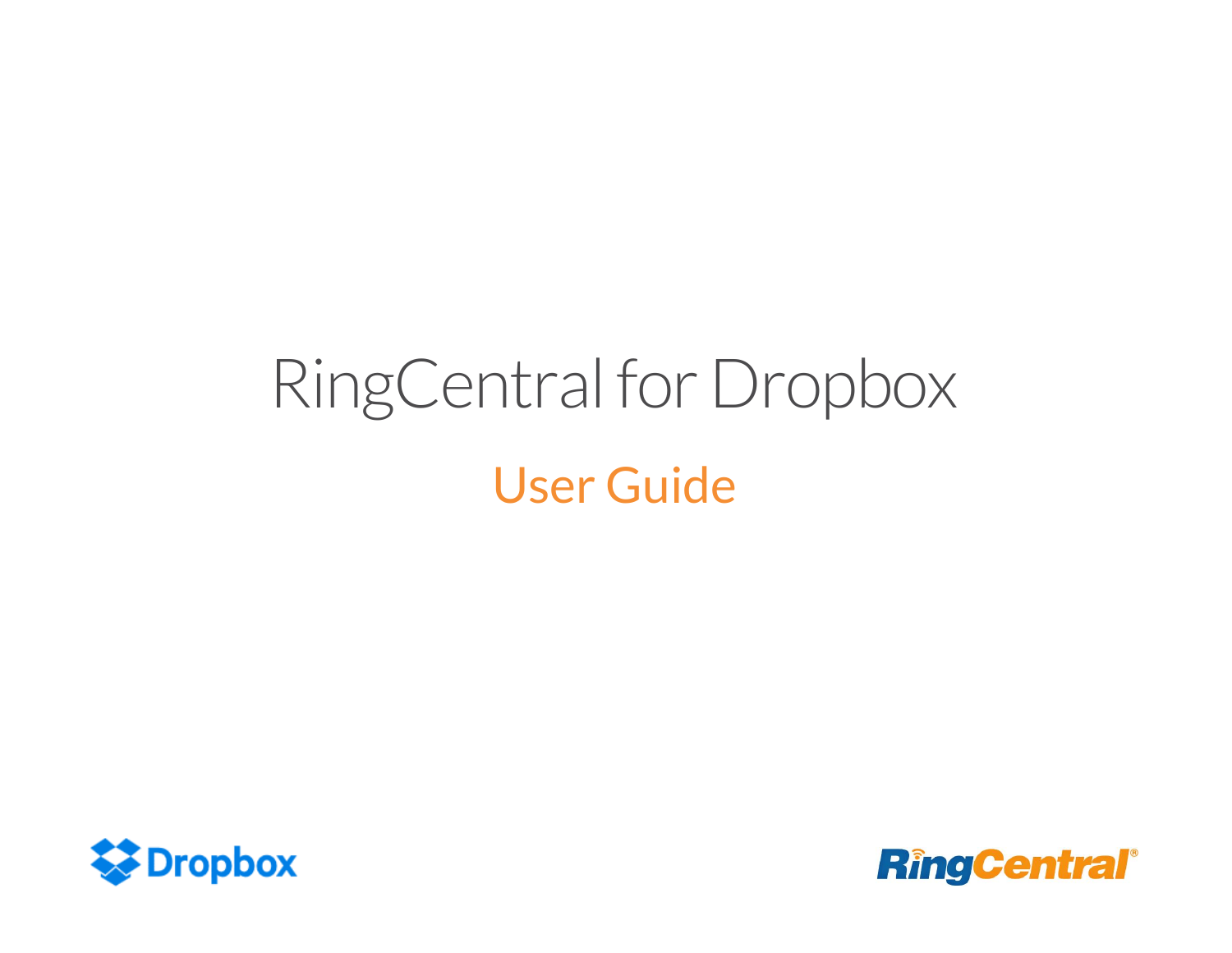# RingCentral for Dropbox

## User Guide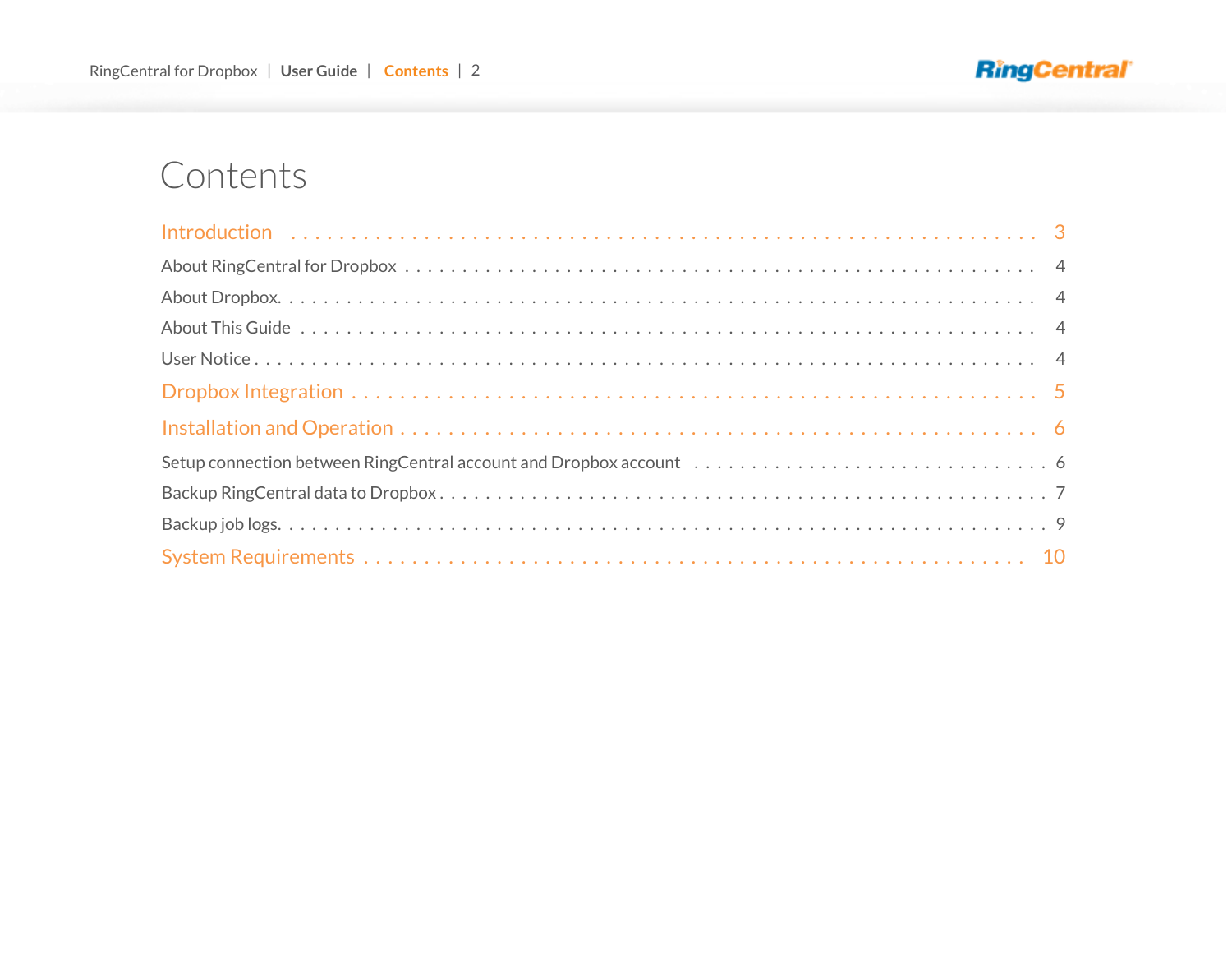# Contents

| | |
|---|---|
| **Introduction** | **3** |
| About RingCentral for Dropbox | 4 |
| About Dropbox. | 4 |
| About This Guide | 4 |
| User Notice | 4 |
| **Dropbox Integration** | **5** |
| **Installation and Operation** | **6** |
| Setup connection between RingCentral account and Dropbox account | 6 |
| Backup RingCentral data to Dropbox | 7 |
| Backup job logs. | 9 |
| **System Requirements** | **10** |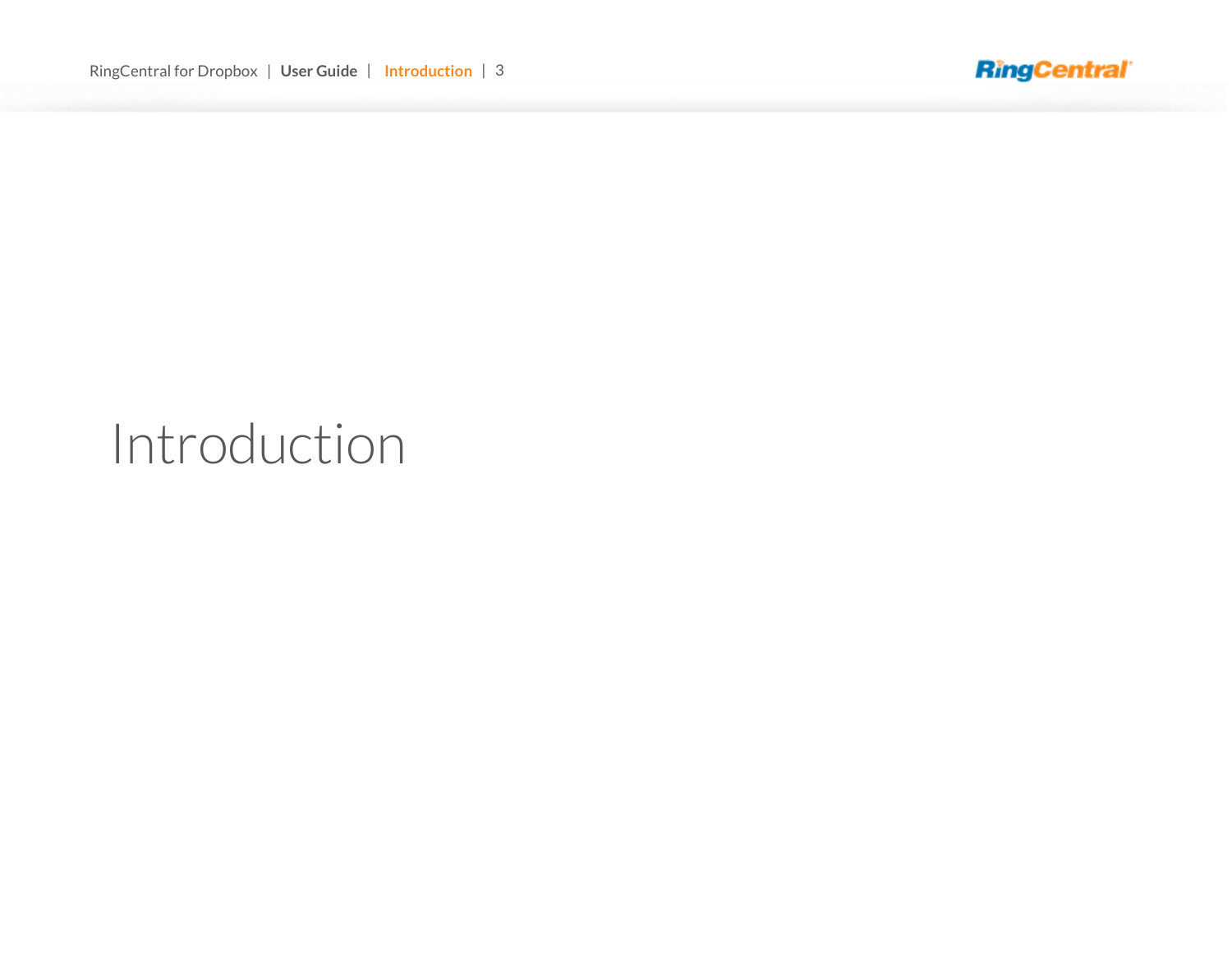# Introduction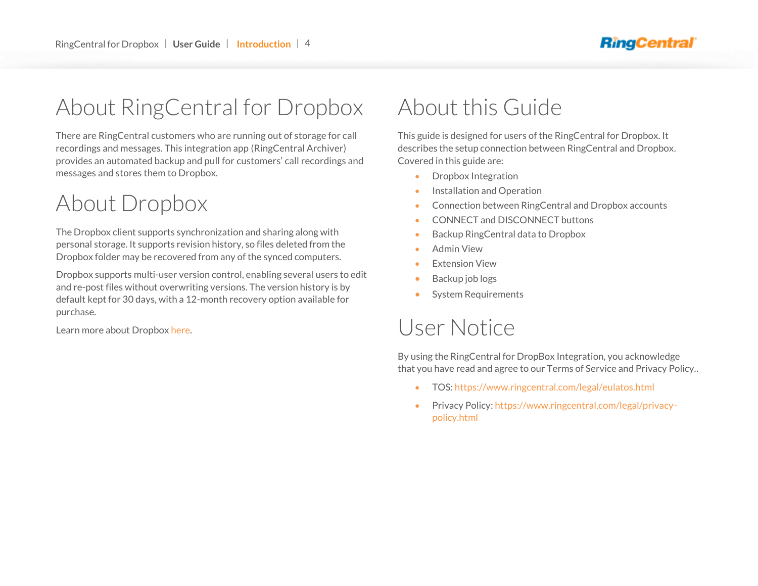# About RingCentral for Dropbox

There are RingCentral customers who are running out of storage for call recordings and messages. This integration app (RingCentral Archiver) provides an automated backup and pull for customers' call recordings and messages and stores them to Dropbox.

# About Dropbox

The Dropbox client supports synchronization and sharing along with personal storage. It supports revision history, so files deleted from the Dropbox folder may be recovered from any of the synced computers.

Dropbox supports multi-user version control, enabling several users to edit and re-post files without overwriting versions. The version history is by default kept for 30 days, with a 12-month recovery option available for purchase.

Learn more about Dropbox here.

# About this Guide

This guide is designed for users of the RingCentral for Dropbox. It describes the setup connection between RingCentral and Dropbox. Covered in this guide are:

- Dropbox Integration
- Installation and Operation
- Connection between RingCentral and Dropbox accounts
- CONNECT and DISCONNECT buttons
- Backup RingCentral data to Dropbox
- Admin View
- Extension View
- Backup job logs
- System Requirements

# User Notice

By using the RingCentral for DropBox Integration, you acknowledge that you have read and agree to our Terms of Service and Privacy Policy..

- TOS: https://www.ringcentral.com/legal/eulatos.html
- Privacy Policy: https://www.ringcentral.com/legal/privacy-policy.html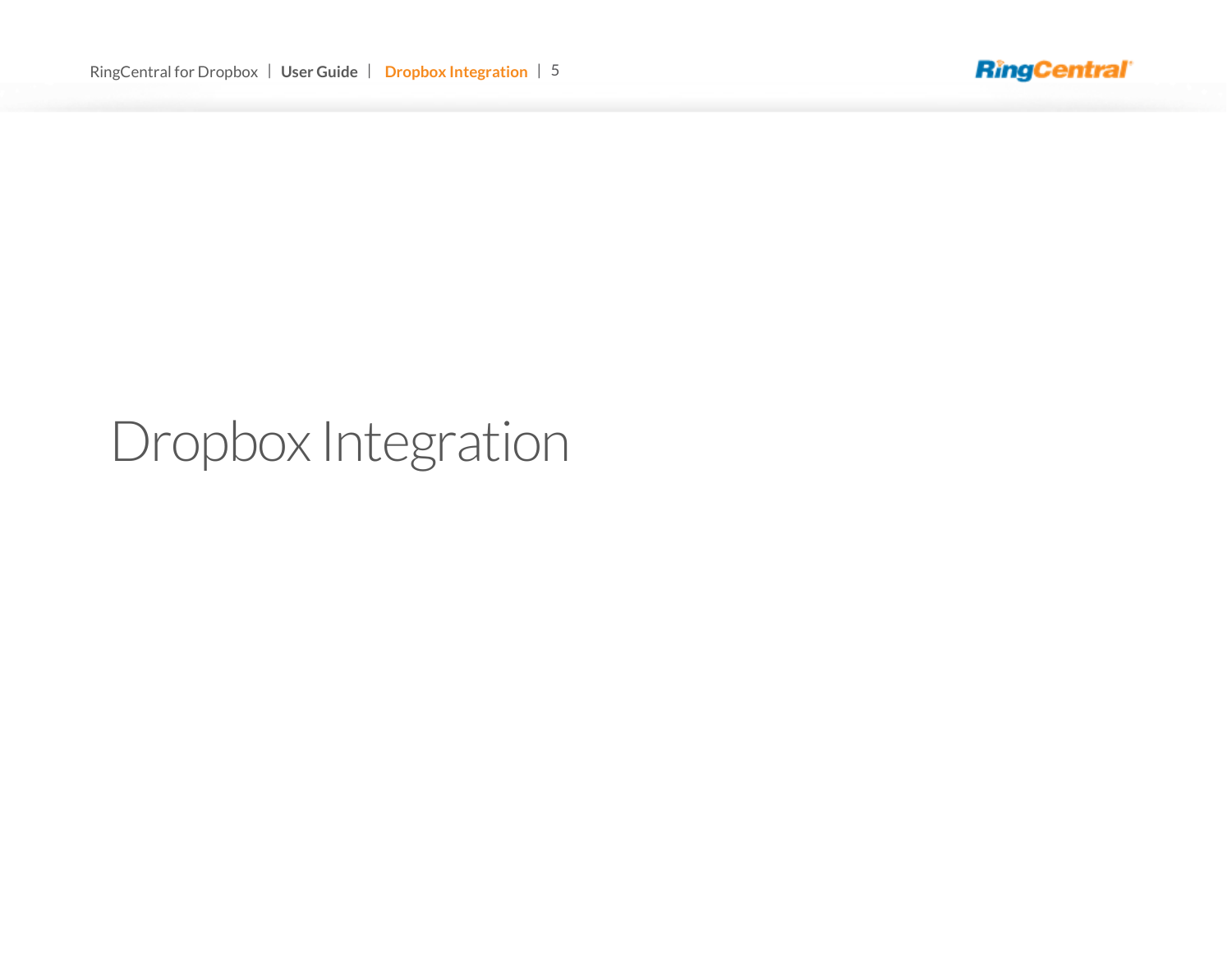# Dropbox Integration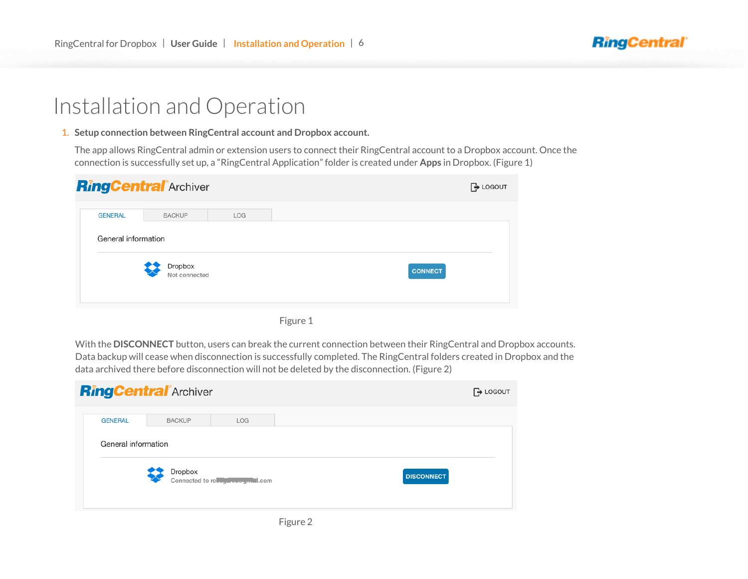# Installation and Operation

1. **Setup connection between RingCentral account and Dropbox account.**

   The app allows RingCentral admin or extension users to connect their RingCentral account to a Dropbox account. Once the connection is successfully set up, a "RingCentral Application" folder is created under **Apps** in Dropbox. (Figure 1)

   Figure 1

   With the **DISCONNECT** button, users can break the current connection between their RingCentral and Dropbox accounts. Data backup will cease when disconnection is successfully completed. The RingCentral folders created in Dropbox and the data archived there before disconnection will not be deleted by the disconnection. (Figure 2)

   Figure 2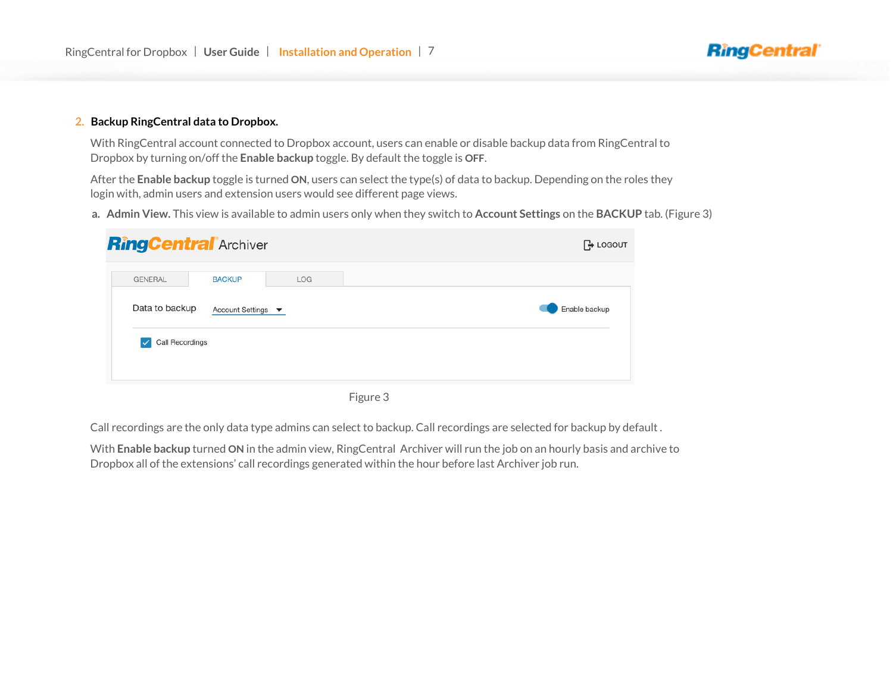2. **Backup RingCentral data to Dropbox.**

   With RingCentral account connected to Dropbox account, users can enable or disable backup data from RingCentral to Dropbox by turning on/off the **Enable backup** toggle. By default the toggle is **OFF**.

   After the **Enable backup** toggle is turned **ON**, users can select the type(s) of data to backup. Depending on the roles they login with, admin users and extension users would see different page views.

   a. **Admin View.** This view is available to admin users only when they switch to **Account Settings** on the **BACKUP** tab. (Figure 3)

   Figure 3

   Call recordings are the only data type admins can select to backup. Call recordings are selected for backup by default .

   With **Enable backup** turned **ON** in the admin view, RingCentral Archiver will run the job on an hourly basis and archive to Dropbox all of the extensions' call recordings generated within the hour before last Archiver job run.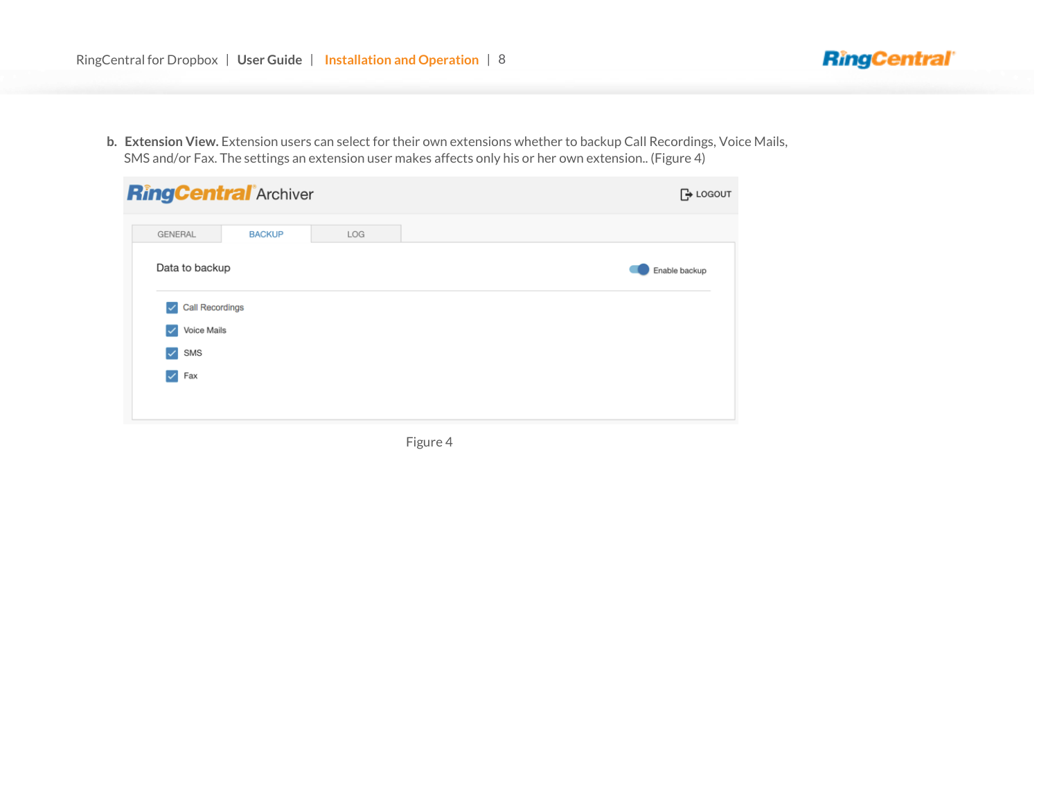b. **Extension View.** Extension users can select for their own extensions whether to backup Call Recordings, Voice Mails, SMS and/or Fax. The settings an extension user makes affects only his or her own extension.. (Figure 4)

Figure 4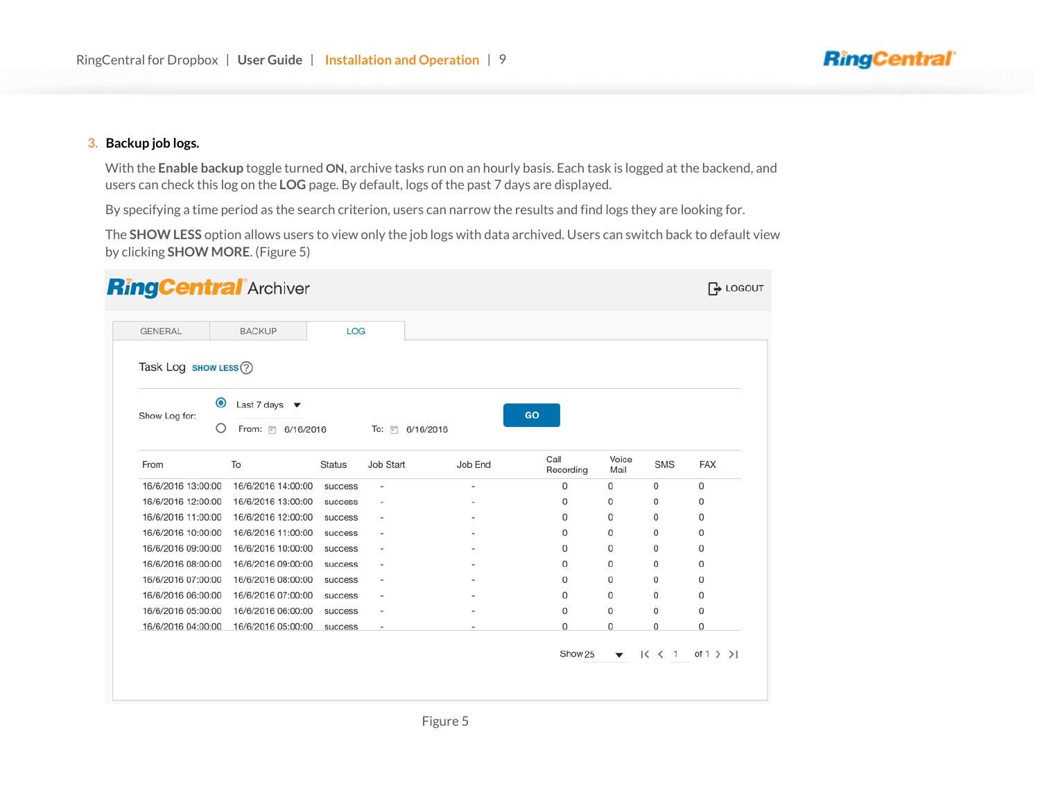3. **Backup job logs.**

   With the **Enable backup** toggle turned **ON**, archive tasks run on an hourly basis. Each task is logged at the backend, and users can check this log on the **LOG** page. By default, logs of the past 7 days are displayed.

   By specifying a time period as the search criterion, users can narrow the results and find logs they are looking for.

   The **SHOW LESS** option allows users to view only the job logs with data archived. Users can switch back to default view by clicking **SHOW MORE**. (Figure 5)

RingCentral Archiver — LOGOUT

GENERAL | BACKUP | LOG

Task Log SHOW LESS

Show Log for: Last 7 days / From: 6/16/2016 To: 6/16/2016 — GO

| From | To | Status | Job Start | Job End | Call Recording | Voice Mail | SMS | FAX |
|---|---|---|---|---|---|---|---|---|
| 16/6/2016 13:00:00 | 16/6/2016 14:00:00 | success | - | - | 0 | 0 | 0 | 0 |
| 16/6/2016 12:00:00 | 16/6/2016 13:00:00 | success | - | - | 0 | 0 | 0 | 0 |
| 16/6/2016 11:00:00 | 16/6/2016 12:00:00 | success | - | - | 0 | 0 | 0 | 0 |
| 16/6/2016 10:00:00 | 16/6/2016 11:00:00 | success | - | - | 0 | 0 | 0 | 0 |
| 16/6/2016 09:00:00 | 16/6/2016 10:00:00 | success | - | - | 0 | 0 | 0 | 0 |
| 16/6/2016 08:00:00 | 16/6/2016 09:00:00 | success | - | - | 0 | 0 | 0 | 0 |
| 16/6/2016 07:00:00 | 16/6/2016 08:00:00 | success | - | - | 0 | 0 | 0 | 0 |
| 16/6/2016 06:00:00 | 16/6/2016 07:00:00 | success | - | - | 0 | 0 | 0 | 0 |
| 16/6/2016 05:00:00 | 16/6/2016 06:00:00 | success | - | - | 0 | 0 | 0 | 0 |
| 16/6/2016 04:00:00 | 16/6/2016 05:00:00 | success | - | - | 0 | 0 | 0 | 0 |

Show 25 | 1 of 1

Figure 5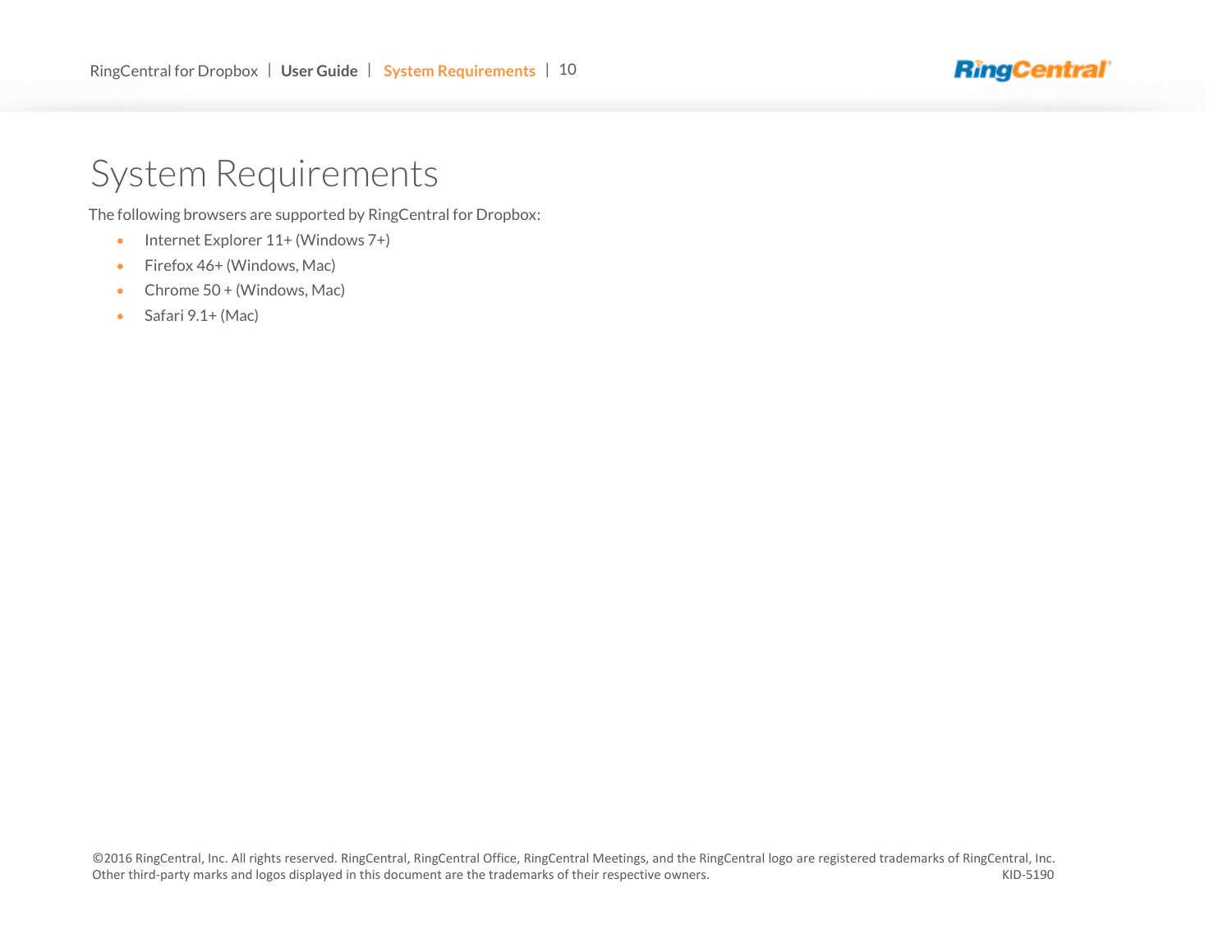# System Requirements

The following browsers are supported by RingCentral for Dropbox:

- Internet Explorer 11+ (Windows 7+)
- Firefox 46+ (Windows, Mac)
- Chrome 50 + (Windows, Mac)
- Safari 9.1+ (Mac)

©2016 RingCentral, Inc. All rights reserved. RingCentral, RingCentral Office, RingCentral Meetings, and the RingCentral logo are registered trademarks of RingCentral, Inc. Other third-party marks and logos displayed in this document are the trademarks of their respective owners.

KID-5190